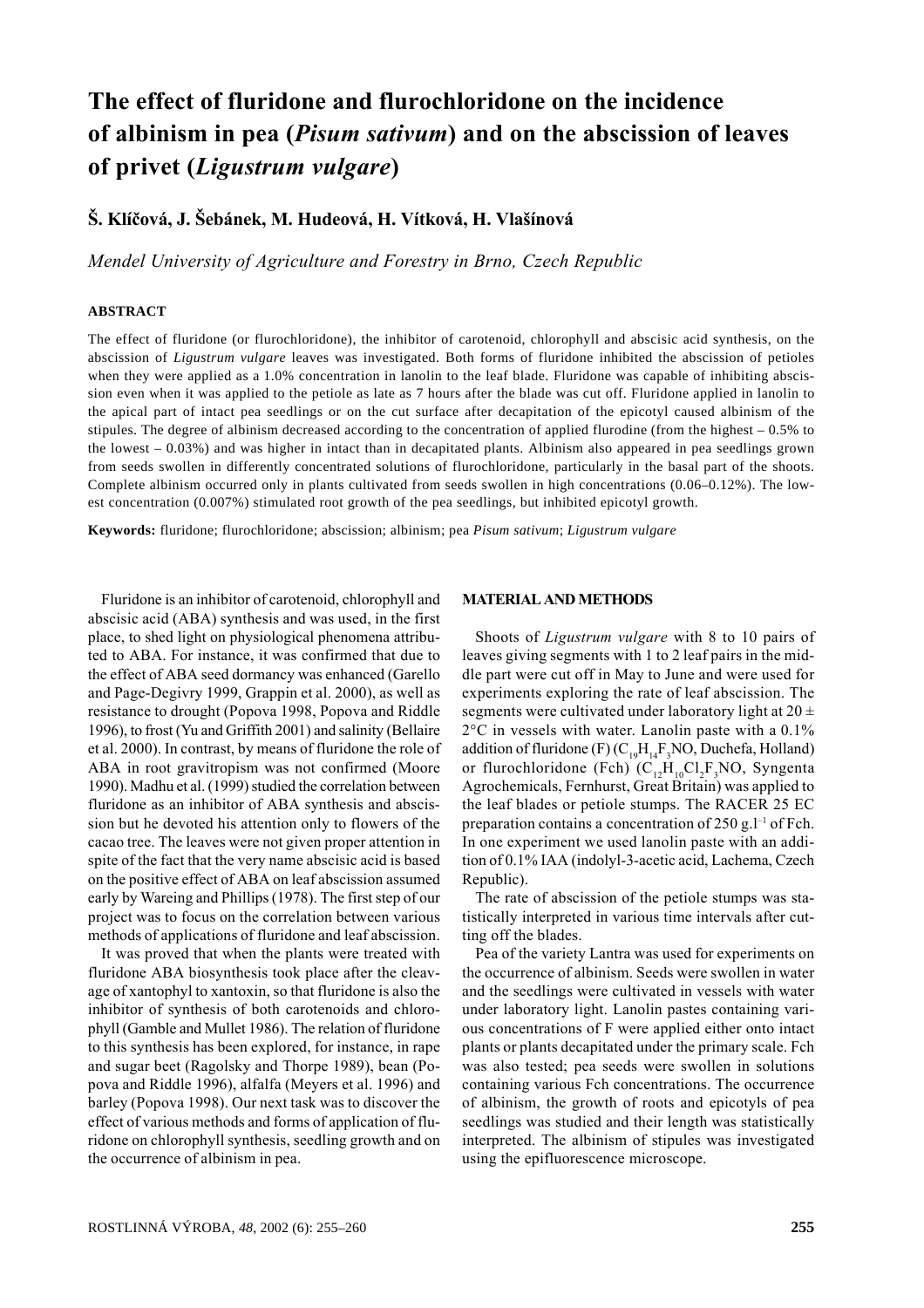# The effect of fluridone and flurochloridone on the incidence of albinism in pea (*Pisum sativum*) and on the abscission of leaves of privet (*Ligustrum vulgare*)

**Š. Klíčová, J. Šebánek, M. Hudeová, H. Vítková, H. Vlašínová**

*Mendel University of Agriculture and Forestry in Brno, Czech Republic*

## ABSTRACT

The effect of fluridone (or flurochloridone), the inhibitor of carotenoid, chlorophyll and abscisic acid synthesis, on the abscission of *Ligustrum vulgare* leaves was investigated. Both forms of fluridone inhibited the abscission of petioles when they were applied as a 1.0% concentration in lanolin to the leaf blade. Fluridone was capable of inhibiting abscission even when it was applied to the petiole as late as 7 hours after the blade was cut off. Fluridone applied in lanolin to the apical part of intact pea seedlings or on the cut surface after decapitation of the epicotyl caused albinism of the stipules. The degree of albinism decreased according to the concentration of applied flurodine (from the highest – 0.5% to the lowest – 0.03%) and was higher in intact than in decapitated plants. Albinism also appeared in pea seedlings grown from seeds swollen in differently concentrated solutions of flurochloridone, particularly in the basal part of the shoots. Complete albinism occurred only in plants cultivated from seeds swollen in high concentrations (0.06–0.12%). The lowest concentration (0.007%) stimulated root growth of the pea seedlings, but inhibited epicotyl growth.

**Keywords:** fluridone; flurochloridone; abscission; albinism; pea *Pisum sativum*; *Ligustrum vulgare*

Fluridone is an inhibitor of carotenoid, chlorophyll and abscisic acid (ABA) synthesis and was used, in the first place, to shed light on physiological phenomena attributed to ABA. For instance, it was confirmed that due to the effect of ABA seed dormancy was enhanced (Garello and Page-Degivry 1999, Grappin et al. 2000), as well as resistance to drought (Popova 1998, Popova and Riddle 1996), to frost (Yu and Griffith 2001) and salinity (Bellaire et al. 2000). In contrast, by means of fluridone the role of ABA in root gravitropism was not confirmed (Moore 1990). Madhu et al. (1999) studied the correlation between fluridone as an inhibitor of ABA synthesis and abscission but he devoted his attention only to flowers of the cacao tree. The leaves were not given proper attention in spite of the fact that the very name abscisic acid is based on the positive effect of ABA on leaf abscission assumed early by Wareing and Phillips (1978). The first step of our project was to focus on the correlation between various methods of applications of fluridone and leaf abscission.

It was proved that when the plants were treated with fluridone ABA biosynthesis took place after the cleavage of xantophyl to xantoxin, so that fluridone is also the inhibitor of synthesis of both carotenoids and chlorophyll (Gamble and Mullet 1986). The relation of fluridone to this synthesis has been explored, for instance, in rape and sugar beet (Ragolsky and Thorpe 1989), bean (Popova and Riddle 1996), alfalfa (Meyers et al. 1996) and barley (Popova 1998). Our next task was to discover the effect of various methods and forms of application of fluridone on chlorophyll synthesis, seedling growth and on the occurrence of albinism in pea.

## MATERIAL AND METHODS

Shoots of *Ligustrum vulgare* with 8 to 10 pairs of leaves giving segments with 1 to 2 leaf pairs in the middle part were cut off in May to June and were used for experiments exploring the rate of leaf abscission. The segments were cultivated under laboratory light at $20 \pm 2°C$ in vessels with water. Lanolin paste with a 0.1% addition of fluridone (F) ($C_{19}H_{14}F_3NO$, Duchefa, Holland) or flurochloridone (Fch) ($C_{12}H_{10}Cl_2F_3NO$, Syngenta Agrochemicals, Fernhurst, Great Britain) was applied to the leaf blades or petiole stumps. The RACER 25 EC preparation contains a concentration of 250 $g.l^{-1}$ of Fch. In one experiment we used lanolin paste with an addition of 0.1% IAA (indolyl-3-acetic acid, Lachema, Czech Republic).

The rate of abscission of the petiole stumps was statistically interpreted in various time intervals after cutting off the blades.

Pea of the variety Lantra was used for experiments on the occurrence of albinism. Seeds were swollen in water and the seedlings were cultivated in vessels with water under laboratory light. Lanolin pastes containing various concentrations of F were applied either onto intact plants or plants decapitated under the primary scale. Fch was also tested; pea seeds were swollen in solutions containing various Fch concentrations. The occurrence of albinism, the growth of roots and epicotyls of pea seedlings was studied and their length was statistically interpreted. The albinism of stipules was investigated using the epifluorescence microscope.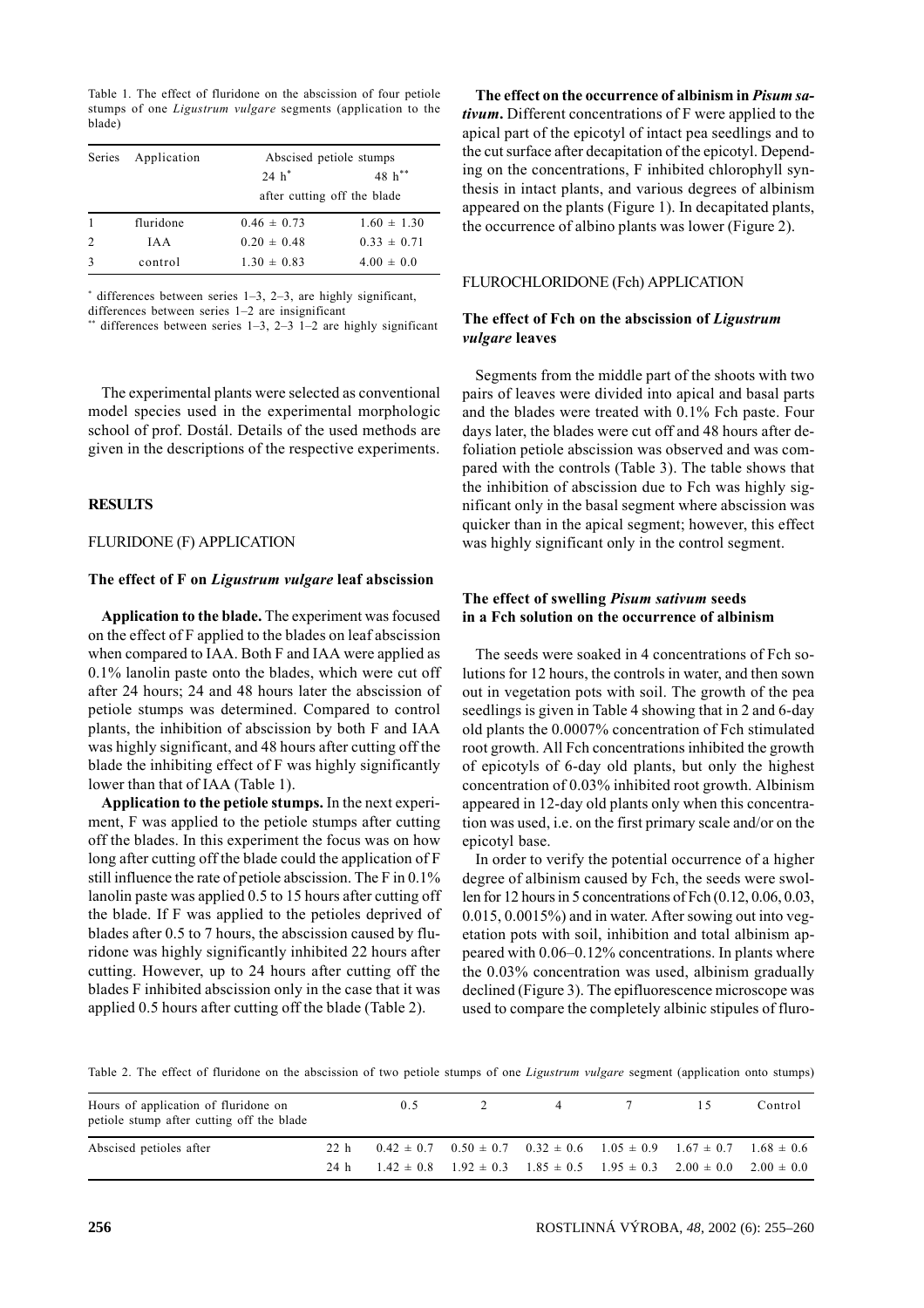Table 1. The effect of fluridone on the abscission of four petiole stumps of one *Ligustrum vulgare* segments (application to the blade)

| Series | Application | Abscised petiole stumps | |
|---|---|---|---|
| | | 24 h[*] | 48 h[**] |
| | | after cutting off the blade | |
| 1 | fluridone | 0.46 ± 0.73 | 1.60 ± 1.30 |
| 2 | IAA | 0.20 ± 0.48 | 0.33 ± 0.71 |
| 3 | control | 1.30 ± 0.83 | 4.00 ± 0.0 |

[*] differences between series 1–3, 2–3, are highly significant, differences between series 1–2 are insignificant

[**] differences between series 1–3, 2–3 1–2 are highly significant

The experimental plants were selected as conventional model species used in the experimental morphologic school of prof. Dostál. Details of the used methods are given in the descriptions of the respective experiments.

## RESULTS

### FLURIDONE (F) APPLICATION

#### The effect of F on *Ligustrum vulgare* leaf abscission

**Application to the blade.** The experiment was focused on the effect of F applied to the blades on leaf abscission when compared to IAA. Both F and IAA were applied as 0.1% lanolin paste onto the blades, which were cut off after 24 hours; 24 and 48 hours later the abscission of petiole stumps was determined. Compared to control plants, the inhibition of abscission by both F and IAA was highly significant, and 48 hours after cutting off the blade the inhibiting effect of F was highly significantly lower than that of IAA (Table 1).

**Application to the petiole stumps.** In the next experiment, F was applied to the petiole stumps after cutting off the blades. In this experiment the focus was on how long after cutting off the blade could the application of F still influence the rate of petiole abscission. The F in 0.1% lanolin paste was applied 0.5 to 15 hours after cutting off the blade. If F was applied to the petioles deprived of blades after 0.5 to 7 hours, the abscission caused by fluridone was highly significantly inhibited 22 hours after cutting. However, up to 24 hours after cutting off the blades F inhibited abscission only in the case that it was applied 0.5 hours after cutting off the blade (Table 2).

**The effect on the occurrence of albinism in *Pisum sativum*.** Different concentrations of F were applied to the apical part of the epicotyl of intact pea seedlings and to the cut surface after decapitation of the epicotyl. Depending on the concentrations, F inhibited chlorophyll synthesis in intact plants, and various degrees of albinism appeared on the plants (Figure 1). In decapitated plants, the occurrence of albino plants was lower (Figure 2).

### FLUROCHLORIDONE (Fch) APPLICATION

#### The effect of Fch on the abscission of *Ligustrum vulgare* leaves

Segments from the middle part of the shoots with two pairs of leaves were divided into apical and basal parts and the blades were treated with 0.1% Fch paste. Four days later, the blades were cut off and 48 hours after defoliation petiole abscission was observed and was compared with the controls (Table 3). The table shows that the inhibition of abscission due to Fch was highly significant only in the basal segment where abscission was quicker than in the apical segment; however, this effect was highly significant only in the control segment.

#### The effect of swelling *Pisum sativum* seeds in a Fch solution on the occurrence of albinism

The seeds were soaked in 4 concentrations of Fch solutions for 12 hours, the controls in water, and then sown out in vegetation pots with soil. The growth of the pea seedlings is given in Table 4 showing that in 2 and 6-day old plants the 0.0007% concentration of Fch stimulated root growth. All Fch concentrations inhibited the growth of epicotyls of 6-day old plants, but only the highest concentration of 0.03% inhibited root growth. Albinism appeared in 12-day old plants only when this concentration was used, i.e. on the first primary scale and/or on the epicotyl base.

In order to verify the potential occurrence of a higher degree of albinism caused by Fch, the seeds were swollen for 12 hours in 5 concentrations of Fch (0.12, 0.06, 0.03, 0.015, 0.0015%) and in water. After sowing out into vegetation pots with soil, inhibition and total albinism appeared with 0.06–0.12% concentrations. In plants where the 0.03% concentration was used, albinism gradually declined (Figure 3). The epifluorescence microscope was used to compare the completely albinic stipules of fluro-

Table 2. The effect of fluridone on the abscission of two petiole stumps of one *Ligustrum vulgare* segment (application onto stumps)

| Hours of application of fluridone on petiole stump after cutting off the blade | | 0.5 | 2 | 4 | 7 | 15 | Control |
|---|---|---|---|---|---|---|---|
| Abscised petioles after | 22 h | 0.42 ± 0.7 | 0.50 ± 0.7 | 0.32 ± 0.6 | 1.05 ± 0.9 | 1.67 ± 0.7 | 1.68 ± 0.6 |
| | 24 h | 1.42 ± 0.8 | 1.92 ± 0.3 | 1.85 ± 0.5 | 1.95 ± 0.3 | 2.00 ± 0.0 | 2.00 ± 0.0 |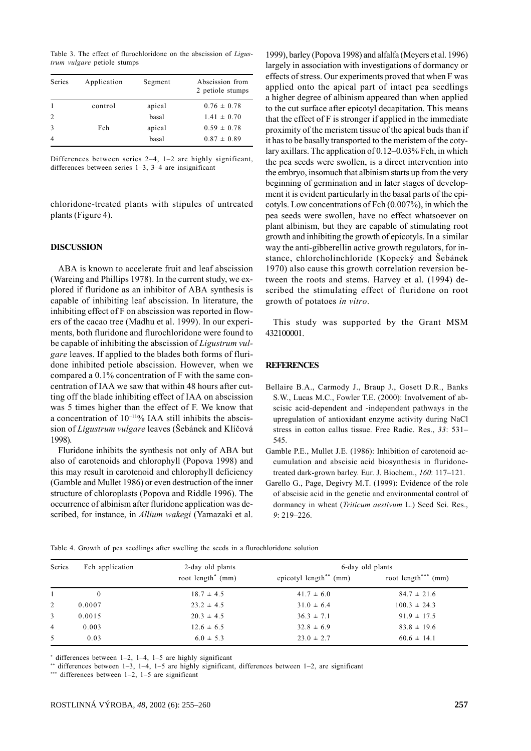Table 3. The effect of flurochloridone on the abscission of *Ligustrum vulgare* petiole stumps

| Series | Application | Segment | Abscission from 2 petiole stumps |
|---|---|---|---|
| 1 | control | apical | 0.76 ± 0.78 |
| 2 | | basal | 1.41 ± 0.70 |
| 3 | Fch | apical | 0.59 ± 0.78 |
| 4 | | basal | 0.87 ± 0.89 |

Differences between series 2–4, 1–2 are highly significant, differences between series 1–3, 3–4 are insignificant

chloridone-treated plants with stipules of untreated plants (Figure 4).

## DISCUSSION

ABA is known to accelerate fruit and leaf abscission (Wareing and Phillips 1978). In the current study, we explored if fluridone as an inhibitor of ABA synthesis is capable of inhibiting leaf abscission. In literature, the inhibiting effect of F on abscission was reported in flowers of the cacao tree (Madhu et al. 1999). In our experiments, both fluridone and flurochloridone were found to be capable of inhibiting the abscission of *Ligustrum vulgare* leaves. If applied to the blades both forms of fluridone inhibited petiole abscission. However, when we compared a 0.1% concentration of F with the same concentration of IAA we saw that within 48 hours after cutting off the blade inhibiting effect of IAA on abscission was 5 times higher than the effect of F. We know that a concentration of $10^{-11}$% IAA still inhibits the abscission of *Ligustrum vulgare* leaves (Šebánek and Klíčová 1998).

Fluridone inhibits the synthesis not only of ABA but also of carotenoids and chlorophyll (Popova 1998) and this may result in carotenoid and chlorophyll deficiency (Gamble and Mullet 1986) or even destruction of the inner structure of chloroplasts (Popova and Riddle 1996). The occurrence of albinism after fluridone application was described, for instance, in *Allium wakegi* (Yamazaki et al. 1999), barley (Popova 1998) and alfalfa (Meyers et al. 1996) largely in association with investigations of dormancy or effects of stress. Our experiments proved that when F was applied onto the apical part of intact pea seedlings a higher degree of albinism appeared than when applied to the cut surface after epicotyl decapitation. This means that the effect of F is stronger if applied in the immediate proximity of the meristem tissue of the apical buds than if it has to be basally transported to the meristem of the cotylary axillars. The application of 0.12–0.03% Fch, in which the pea seeds were swollen, is a direct intervention into the embryo, insomuch that albinism starts up from the very beginning of germination and in later stages of development it is evident particularly in the basal parts of the epicotyls. Low concentrations of Fch (0.007%), in which the pea seeds were swollen, have no effect whatsoever on plant albinism, but they are capable of stimulating root growth and inhibiting the growth of epicotyls. In a similar way the anti-gibberellin active growth regulators, for instance, chlorcholinchloride (Kopecký and Šebánek 1970) also cause this growth correlation reversion between the roots and stems. Harvey et al. (1994) described the stimulating effect of fluridone on root growth of potatoes *in vitro*.

This study was supported by the Grant MSM 432100001.

## REFERENCES

Bellaire B.A., Carmody J., Braup J., Gosett D.R., Banks S.W., Lucas M.C., Fowler T.E. (2000): Involvement of abscisic acid-dependent and -independent pathways in the upregulation of antioxidant enzyme activity during NaCl stress in cotton callus tissue. Free Radic. Res., *33*: 531–545.

Gamble P.E., Mullet J.E. (1986): Inhibition of carotenoid accumulation and abscisic acid biosynthesis in fluridone-treated dark-grown barley. Eur. J. Biochem., *160*: 117–121.

Garello G., Page, Degivry M.T. (1999): Evidence of the role of abscisic acid in the genetic and environmental control of dormancy in wheat (*Triticum aestivum* L.) Seed Sci. Res., *9*: 219–226.

Table 4. Growth of pea seedlings after swelling the seeds in a flurochloridone solution

| Series | Fch application | 2-day old plants | 6-day old plants | |
|---|---|---|---|---|
| | | root length* (mm) | epicotyl length** (mm) | root length*** (mm) |
| 1 | 0 | 18.7 ± 4.5 | 41.7 ± 6.0 | 84.7 ± 21.6 |
| 2 | 0.0007 | 23.2 ± 4.5 | 31.0 ± 6.4 | 100.3 ± 24.3 |
| 3 | 0.0015 | 20.3 ± 4.5 | 36.3 ± 7.1 | 91.9 ± 17.5 |
| 4 | 0.003 | 12.6 ± 6.5 | 32.8 ± 6.9 | 83.8 ± 19.6 |
| 5 | 0.03 | 6.0 ± 5.3 | 23.0 ± 2.7 | 60.6 ± 14.1 |

* differences between 1–2, 1–4, 1–5 are highly significant
** differences between 1–3, 1–4, 1–5 are highly significant, differences between 1–2, are significant
*** differences between 1–2, 1–5 are significant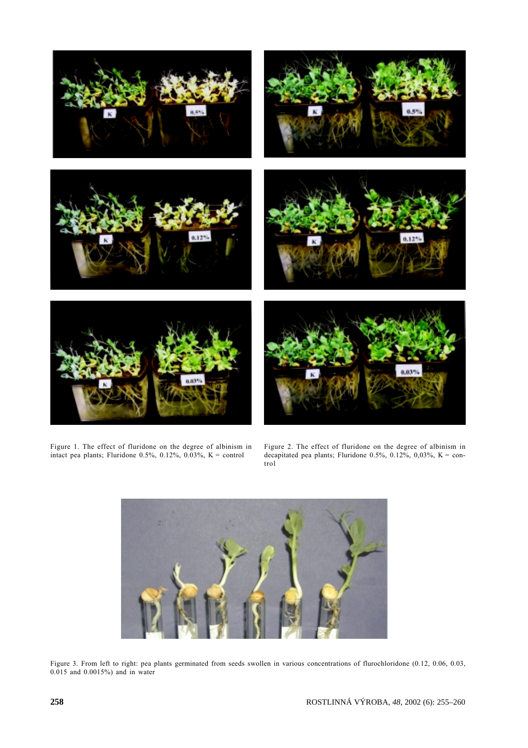Figure 1. The effect of fluridone on the degree of albinism in intact pea plants; Fluridone 0.5%, 0.12%, 0.03%, K = control

Figure 2. The effect of fluridone on the degree of albinism in decapitated pea plants; Fluridone 0.5%, 0.12%, 0,03%, K = control

Figure 3. From left to right: pea plants germinated from seeds swollen in various concentrations of flurochloridone (0.12, 0.06, 0.03, 0.015 and 0.0015%) and in water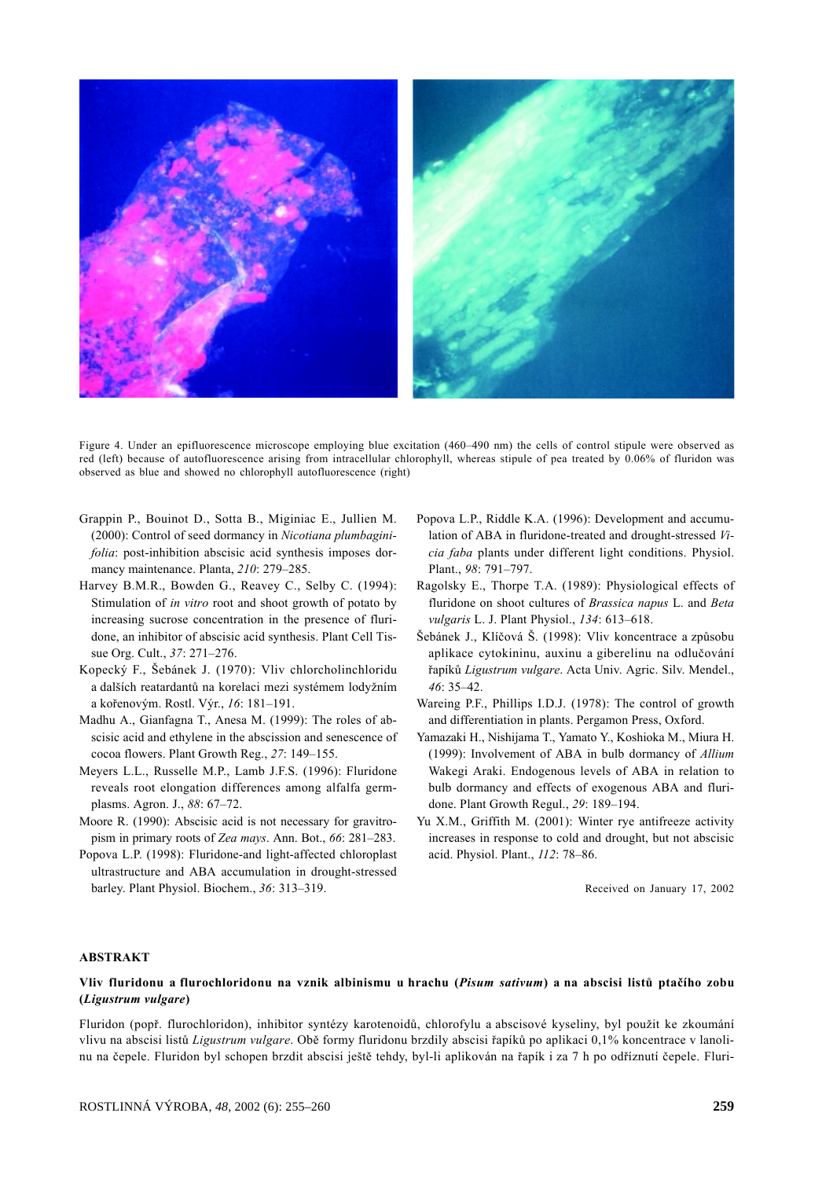Figure 4. Under an epifluorescence microscope employing blue excitation (460–490 nm) the cells of control stipule were observed as red (left) because of autofluorescence arising from intracellular chlorophyll, whereas stipule of pea treated by 0.06% of fluridon was observed as blue and showed no chlorophyll autofluorescence (right)

Grappin P., Bouinot D., Sotta B., Miginiac E., Jullien M. (2000): Control of seed dormancy in *Nicotiana plumbaginifolia*: post-inhibition abscisic acid synthesis imposes dormancy maintenance. Planta, *210*: 279–285.

Harvey B.M.R., Bowden G., Reavey C., Selby C. (1994): Stimulation of *in vitro* root and shoot growth of potato by increasing sucrose concentration in the presence of fluridone, an inhibitor of abscisic acid synthesis. Plant Cell Tissue Org. Cult., *37*: 271–276.

Kopecký F., Šebánek J. (1970): Vliv chlorcholinchloridu a dalších reatardantů na korelaci mezi systémem lodyžním a kořenovým. Rostl. Výr., *16*: 181–191.

Madhu A., Gianfagna T., Anesa M. (1999): The roles of abscisic acid and ethylene in the abscission and senescence of cocoa flowers. Plant Growth Reg., *27*: 149–155.

Meyers L.L., Russelle M.P., Lamb J.F.S. (1996): Fluridone reveals root elongation differences among alfalfa germplasms. Agron. J., *88*: 67–72.

Moore R. (1990): Abscisic acid is not necessary for gravitropism in primary roots of *Zea mays*. Ann. Bot., *66*: 281–283.

Popova L.P. (1998): Fluridone-and light-affected chloroplast ultrastructure and ABA accumulation in drought-stressed barley. Plant Physiol. Biochem., *36*: 313–319.

Popova L.P., Riddle K.A. (1996): Development and accumulation of ABA in fluridone-treated and drought-stressed *Vicia faba* plants under different light conditions. Physiol. Plant., *98*: 791–797.

Ragolsky E., Thorpe T.A. (1989): Physiological effects of fluridone on shoot cultures of *Brassica napus* L. and *Beta vulgaris* L. J. Plant Physiol., *134*: 613–618.

Šebánek J., Klíčová Š. (1998): Vliv koncentrace a způsobu aplikace cytokininu, auxinu a giberelinu na odlučování řapíků *Ligustrum vulgare*. Acta Univ. Agric. Silv. Mendel., *46*: 35–42.

Wareing P.F., Phillips I.D.J. (1978): The control of growth and differentiation in plants. Pergamon Press, Oxford.

Yamazaki H., Nishijama T., Yamato Y., Koshioka M., Miura H. (1999): Involvement of ABA in bulb dormancy of *Allium* Wakegi Araki. Endogenous levels of ABA in relation to bulb dormancy and effects of exogenous ABA and fluridone. Plant Growth Regul., *29*: 189–194.

Yu X.M., Griffith M. (2001): Winter rye antifreeze activity increases in response to cold and drought, but not abscisic acid. Physiol. Plant., *112*: 78–86.

Received on January 17, 2002

## ABSTRAKT

### Vliv fluridonu a flurochloridonu na vznik albinismu u hrachu (*Pisum sativum*) a na abscisi listů ptačího zobu (*Ligustrum vulgare*)

Fluridon (popř. flurochloridon), inhibitor syntézy karotenoidů, chlorofylu a abscisové kyseliny, byl použit ke zkoumání vlivu na abscisi listů *Ligustrum vulgare*. Obě formy fluridonu brzdily abscisi řapíků po aplikaci 0,1% koncentrace v lanolinu na čepele. Fluridon byl schopen brzdit abscisi ještě tehdy, byl-li aplikován na řapík i za 7 h po odříznutí čepele. Fluri-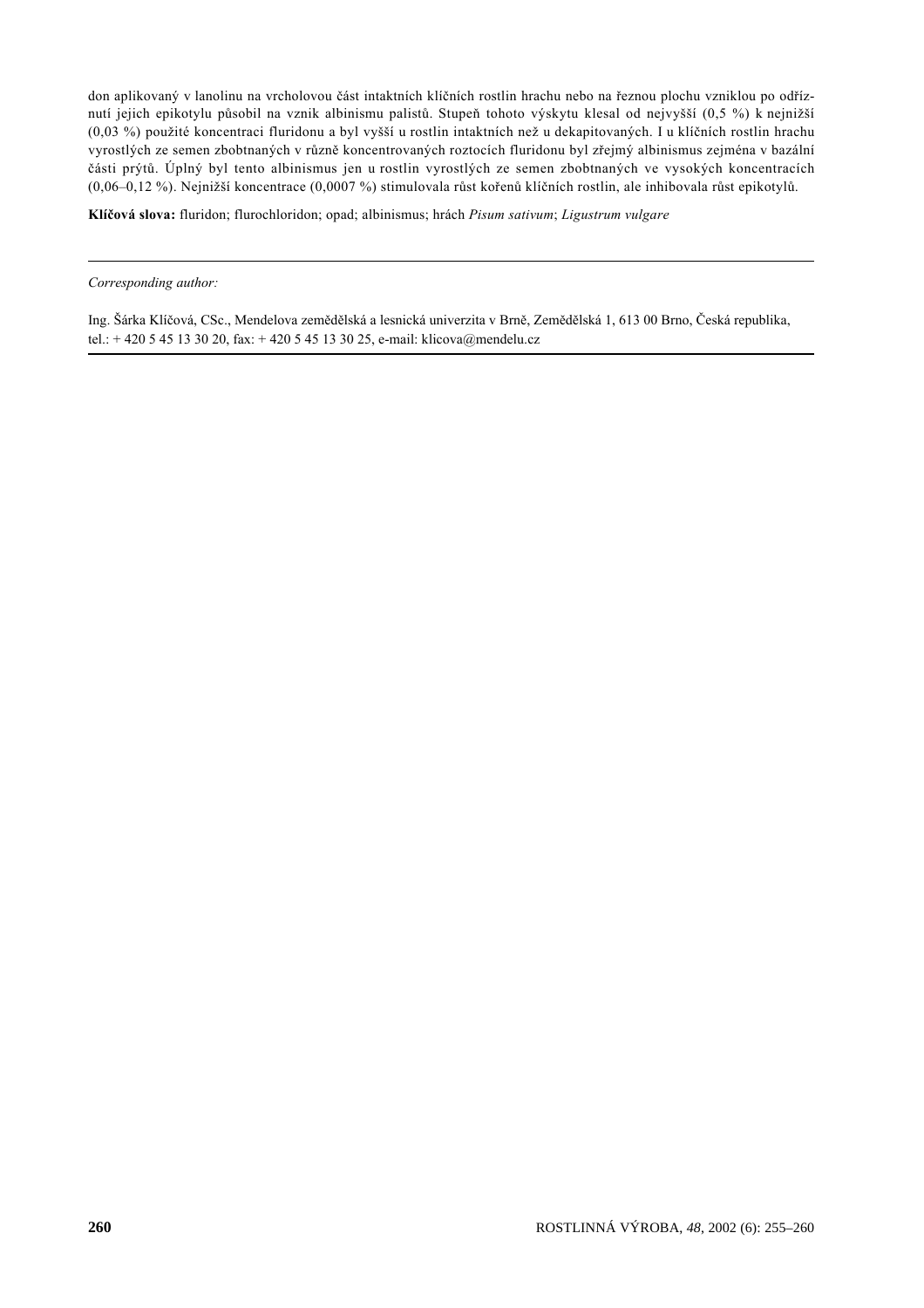don aplikovaný v lanolinu na vrcholovou část intaktních klíčních rostlin hrachu nebo na řeznou plochu vzniklou po odříznutí jejich epikotylu působil na vznik albinismu palistů. Stupeň tohoto výskytu klesal od nejvyšší (0,5 %) k nejnižší (0,03 %) použité koncentraci fluridonu a byl vyšší u rostlin intaktních než u dekapitovaných. I u klíčních rostlin hrachu vyrostlých ze semen zbobtnaných v různě koncentrovaných roztocích fluridonu byl zřejmý albinismus zejména v bazální části prýtů. Úplný byl tento albinismus jen u rostlin vyrostlých ze semen zbobtnaných ve vysokých koncentracích (0,06–0,12 %). Nejnižší koncentrace (0,0007 %) stimulovala růst kořenů klíčních rostlin, ale inhibovala růst epikotylů.

**Klíčová slova:** fluridon; flurochloridon; opad; albinismus; hrách *Pisum sativum*; *Ligustrum vulgare*

---

*Corresponding author:*

Ing. Šárka Klíčová, CSc., Mendelova zemědělská a lesnická univerzita v Brně, Zemědělská 1, 613 00 Brno, Česká republika, tel.: + 420 5 45 13 30 20, fax: + 420 5 45 13 30 25, e-mail: klicova@mendelu.cz